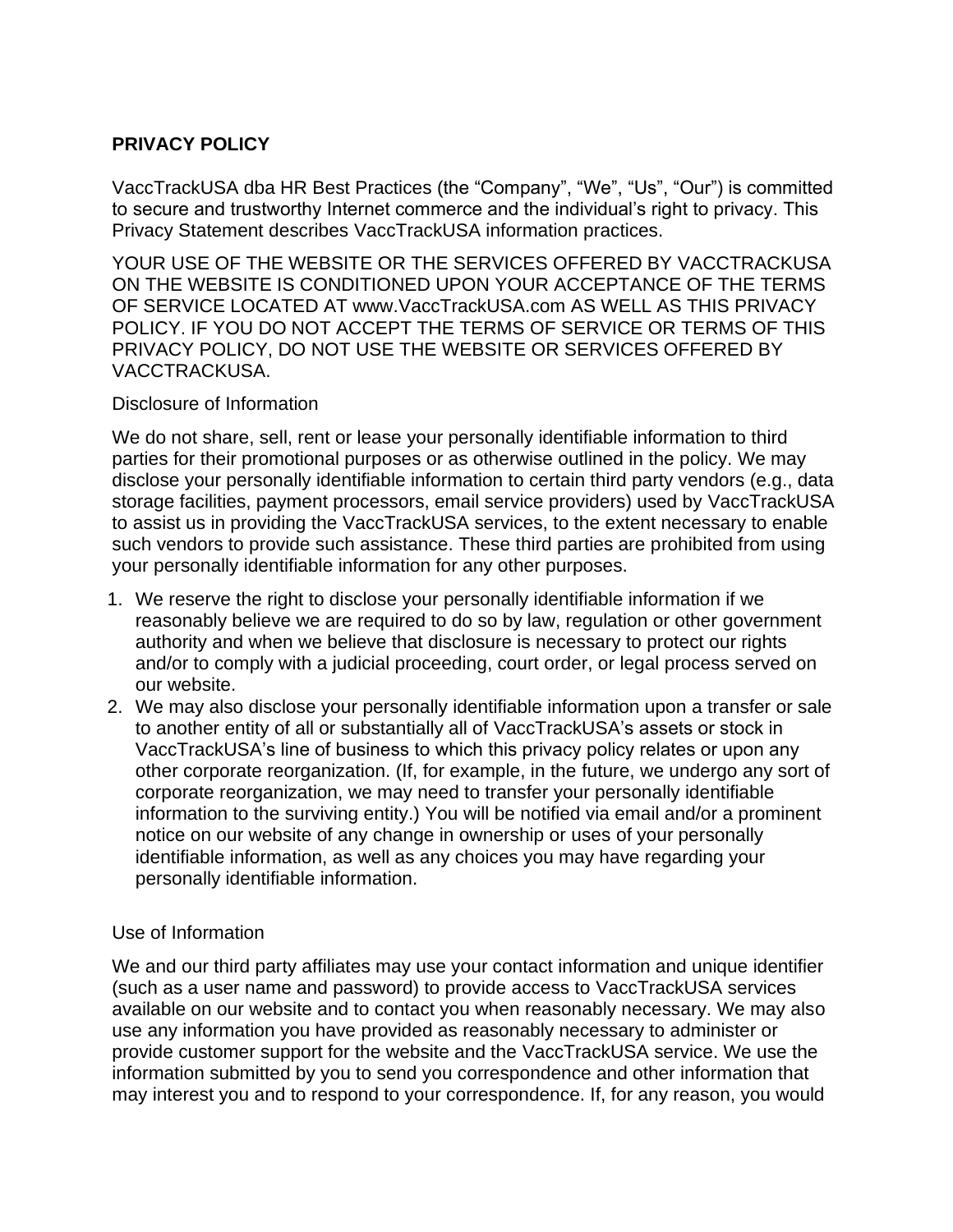# PRIVACY POLICY

VaccTrackUSA dba HR Best Practices (the "Company", "We", "Us", "Our") is committed to secure and trustworthy Internet commerce and the individual's right to privacy. This Privacy Statement describes VaccTrackUSA information practices.

YOUR USE OF THE WEBSITE OR THE SERVICES OFFERED BY VACCTRACKUSA ON THE WEBSITE IS CONDITIONED UPON YOUR ACCEPTANCE OF THE TERMS OF SERVICE LOCATED AT www.VaccTrackUSA.com AS WELL AS THIS PRIVACY POLICY. IF YOU DO NOT ACCEPT THE TERMS OF SERVICE OR TERMS OF THIS PRIVACY POLICY, DO NOT USE THE WEBSITE OR SERVICES OFFERED BY VACCTRACKUSA.

## Disclosure of Information

We do not share, sell, rent or lease your personally identifiable information to third parties for their promotional purposes or as otherwise outlined in the policy. We may disclose your personally identifiable information to certain third party vendors (e.g., data storage facilities, payment processors, email service providers) used by VaccTrackUSA to assist us in providing the VaccTrackUSA services, to the extent necessary to enable such vendors to provide such assistance. These third parties are prohibited from using your personally identifiable information for any other purposes.

1. We reserve the right to disclose your personally identifiable information if we reasonably believe we are required to do so by law, regulation or other government authority and when we believe that disclosure is necessary to protect our rights and/or to comply with a judicial proceeding, court order, or legal process served on our website.
2. We may also disclose your personally identifiable information upon a transfer or sale to another entity of all or substantially all of VaccTrackUSA's assets or stock in VaccTrackUSA's line of business to which this privacy policy relates or upon any other corporate reorganization. (If, for example, in the future, we undergo any sort of corporate reorganization, we may need to transfer your personally identifiable information to the surviving entity.) You will be notified via email and/or a prominent notice on our website of any change in ownership or uses of your personally identifiable information, as well as any choices you may have regarding your personally identifiable information.

## Use of Information

We and our third party affiliates may use your contact information and unique identifier (such as a user name and password) to provide access to VaccTrackUSA services available on our website and to contact you when reasonably necessary. We may also use any information you have provided as reasonably necessary to administer or provide customer support for the website and the VaccTrackUSA service. We use the information submitted by you to send you correspondence and other information that may interest you and to respond to your correspondence. If, for any reason, you would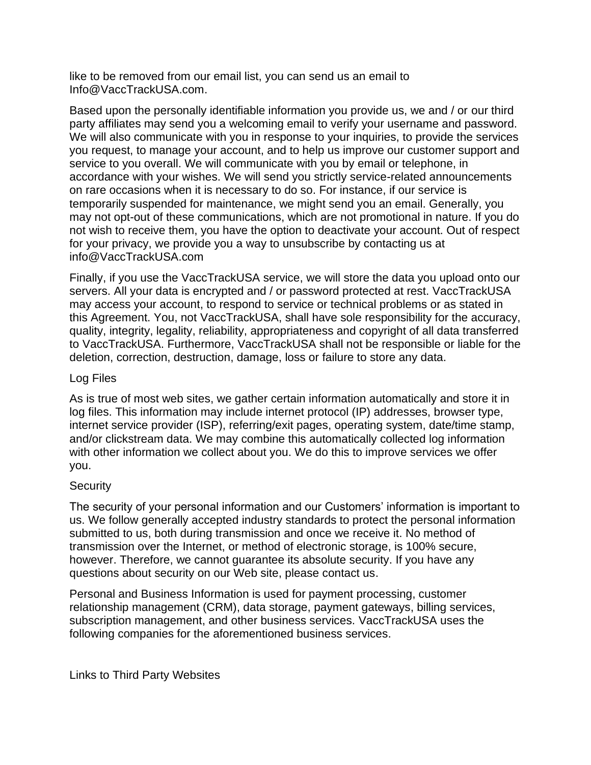like to be removed from our email list, you can send us an email to Info@VaccTrackUSA.com.

Based upon the personally identifiable information you provide us, we and / or our third party affiliates may send you a welcoming email to verify your username and password. We will also communicate with you in response to your inquiries, to provide the services you request, to manage your account, and to help us improve our customer support and service to you overall. We will communicate with you by email or telephone, in accordance with your wishes. We will send you strictly service-related announcements on rare occasions when it is necessary to do so. For instance, if our service is temporarily suspended for maintenance, we might send you an email. Generally, you may not opt-out of these communications, which are not promotional in nature. If you do not wish to receive them, you have the option to deactivate your account. Out of respect for your privacy, we provide you a way to unsubscribe by contacting us at info@VaccTrackUSA.com

Finally, if you use the VaccTrackUSA service, we will store the data you upload onto our servers. All your data is encrypted and / or password protected at rest. VaccTrackUSA may access your account, to respond to service or technical problems or as stated in this Agreement. You, not VaccTrackUSA, shall have sole responsibility for the accuracy, quality, integrity, legality, reliability, appropriateness and copyright of all data transferred to VaccTrackUSA. Furthermore, VaccTrackUSA shall not be responsible or liable for the deletion, correction, destruction, damage, loss or failure to store any data.

## Log Files

As is true of most web sites, we gather certain information automatically and store it in log files. This information may include internet protocol (IP) addresses, browser type, internet service provider (ISP), referring/exit pages, operating system, date/time stamp, and/or clickstream data. We may combine this automatically collected log information with other information we collect about you. We do this to improve services we offer you.

## Security

The security of your personal information and our Customers' information is important to us. We follow generally accepted industry standards to protect the personal information submitted to us, both during transmission and once we receive it. No method of transmission over the Internet, or method of electronic storage, is 100% secure, however. Therefore, we cannot guarantee its absolute security. If you have any questions about security on our Web site, please contact us.

Personal and Business Information is used for payment processing, customer relationship management (CRM), data storage, payment gateways, billing services, subscription management, and other business services. VaccTrackUSA uses the following companies for the aforementioned business services.

## Links to Third Party Websites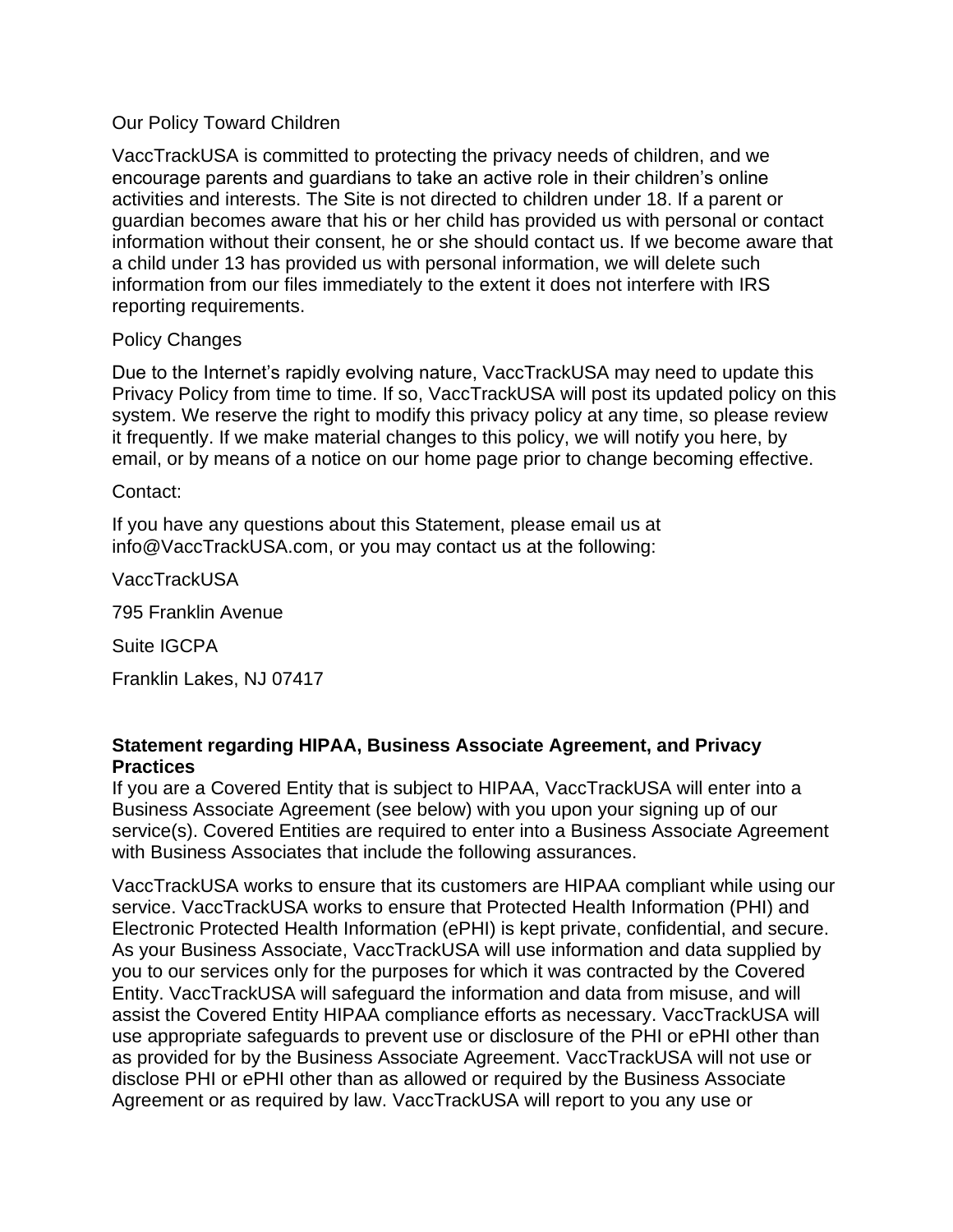Our Policy Toward Children

VaccTrackUSA is committed to protecting the privacy needs of children, and we encourage parents and guardians to take an active role in their children's online activities and interests. The Site is not directed to children under 18. If a parent or guardian becomes aware that his or her child has provided us with personal or contact information without their consent, he or she should contact us. If we become aware that a child under 13 has provided us with personal information, we will delete such information from our files immediately to the extent it does not interfere with IRS reporting requirements.

Policy Changes

Due to the Internet's rapidly evolving nature, VaccTrackUSA may need to update this Privacy Policy from time to time. If so, VaccTrackUSA will post its updated policy on this system. We reserve the right to modify this privacy policy at any time, so please review it frequently. If we make material changes to this policy, we will notify you here, by email, or by means of a notice on our home page prior to change becoming effective.

Contact:

If you have any questions about this Statement, please email us at info@VaccTrackUSA.com, or you may contact us at the following:

VaccTrackUSA

795 Franklin Avenue

Suite IGCPA

Franklin Lakes, NJ 07417

**Statement regarding HIPAA, Business Associate Agreement, and Privacy Practices**

If you are a Covered Entity that is subject to HIPAA, VaccTrackUSA will enter into a Business Associate Agreement (see below) with you upon your signing up of our service(s). Covered Entities are required to enter into a Business Associate Agreement with Business Associates that include the following assurances.

VaccTrackUSA works to ensure that its customers are HIPAA compliant while using our service. VaccTrackUSA works to ensure that Protected Health Information (PHI) and Electronic Protected Health Information (ePHI) is kept private, confidential, and secure. As your Business Associate, VaccTrackUSA will use information and data supplied by you to our services only for the purposes for which it was contracted by the Covered Entity. VaccTrackUSA will safeguard the information and data from misuse, and will assist the Covered Entity HIPAA compliance efforts as necessary. VaccTrackUSA will use appropriate safeguards to prevent use or disclosure of the PHI or ePHI other than as provided for by the Business Associate Agreement. VaccTrackUSA will not use or disclose PHI or ePHI other than as allowed or required by the Business Associate Agreement or as required by law. VaccTrackUSA will report to you any use or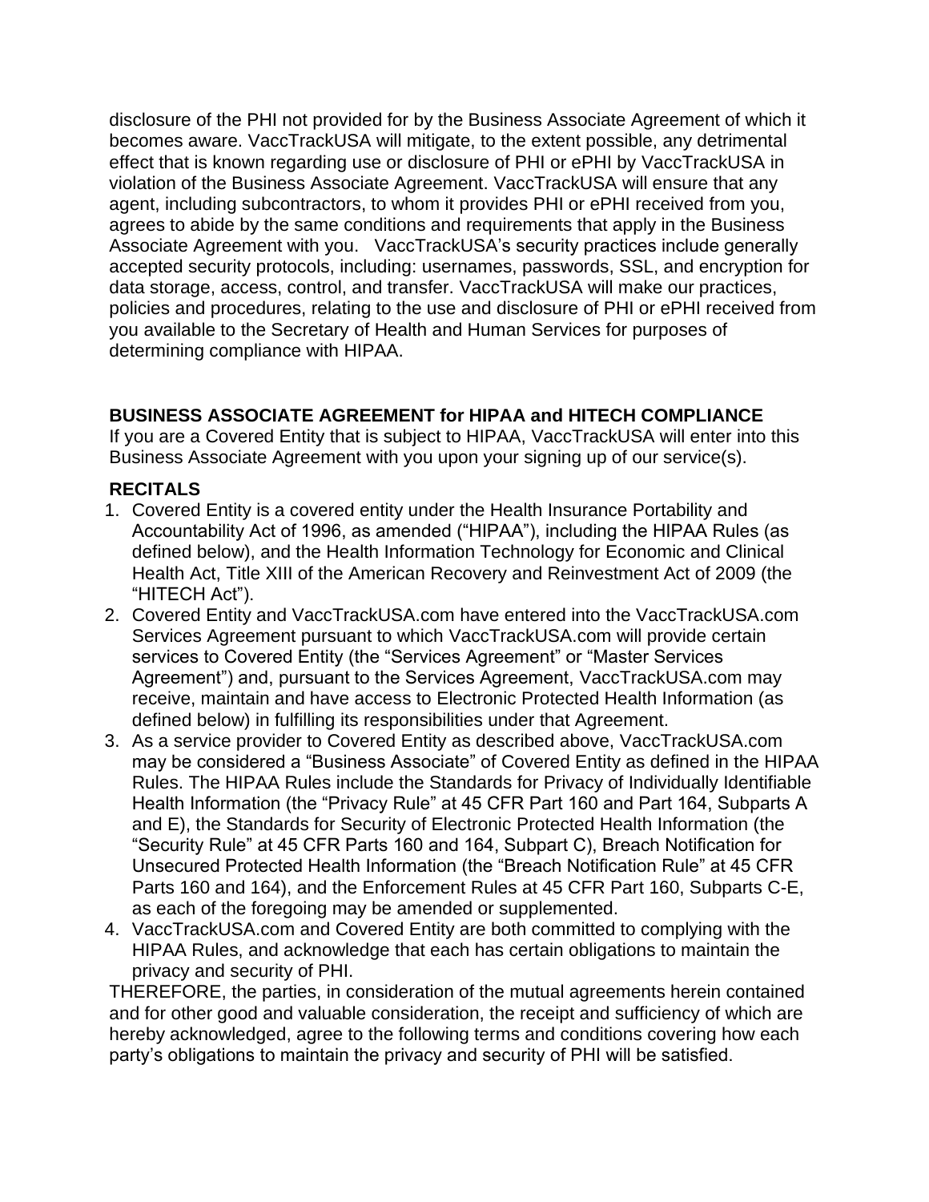disclosure of the PHI not provided for by the Business Associate Agreement of which it becomes aware. VaccTrackUSA will mitigate, to the extent possible, any detrimental effect that is known regarding use or disclosure of PHI or ePHI by VaccTrackUSA in violation of the Business Associate Agreement. VaccTrackUSA will ensure that any agent, including subcontractors, to whom it provides PHI or ePHI received from you, agrees to abide by the same conditions and requirements that apply in the Business Associate Agreement with you. VaccTrackUSA's security practices include generally accepted security protocols, including: usernames, passwords, SSL, and encryption for data storage, access, control, and transfer. VaccTrackUSA will make our practices, policies and procedures, relating to the use and disclosure of PHI or ePHI received from you available to the Secretary of Health and Human Services for purposes of determining compliance with HIPAA.

**BUSINESS ASSOCIATE AGREEMENT for HIPAA and HITECH COMPLIANCE**

If you are a Covered Entity that is subject to HIPAA, VaccTrackUSA will enter into this Business Associate Agreement with you upon your signing up of our service(s).

**RECITALS**

1. Covered Entity is a covered entity under the Health Insurance Portability and Accountability Act of 1996, as amended ("HIPAA"), including the HIPAA Rules (as defined below), and the Health Information Technology for Economic and Clinical Health Act, Title XIII of the American Recovery and Reinvestment Act of 2009 (the "HITECH Act").
2. Covered Entity and VaccTrackUSA.com have entered into the VaccTrackUSA.com Services Agreement pursuant to which VaccTrackUSA.com will provide certain services to Covered Entity (the "Services Agreement" or "Master Services Agreement") and, pursuant to the Services Agreement, VaccTrackUSA.com may receive, maintain and have access to Electronic Protected Health Information (as defined below) in fulfilling its responsibilities under that Agreement.
3. As a service provider to Covered Entity as described above, VaccTrackUSA.com may be considered a "Business Associate" of Covered Entity as defined in the HIPAA Rules. The HIPAA Rules include the Standards for Privacy of Individually Identifiable Health Information (the "Privacy Rule" at 45 CFR Part 160 and Part 164, Subparts A and E), the Standards for Security of Electronic Protected Health Information (the "Security Rule" at 45 CFR Parts 160 and 164, Subpart C), Breach Notification for Unsecured Protected Health Information (the "Breach Notification Rule" at 45 CFR Parts 160 and 164), and the Enforcement Rules at 45 CFR Part 160, Subparts C-E, as each of the foregoing may be amended or supplemented.
4. VaccTrackUSA.com and Covered Entity are both committed to complying with the HIPAA Rules, and acknowledge that each has certain obligations to maintain the privacy and security of PHI.

THEREFORE, the parties, in consideration of the mutual agreements herein contained and for other good and valuable consideration, the receipt and sufficiency of which are hereby acknowledged, agree to the following terms and conditions covering how each party's obligations to maintain the privacy and security of PHI will be satisfied.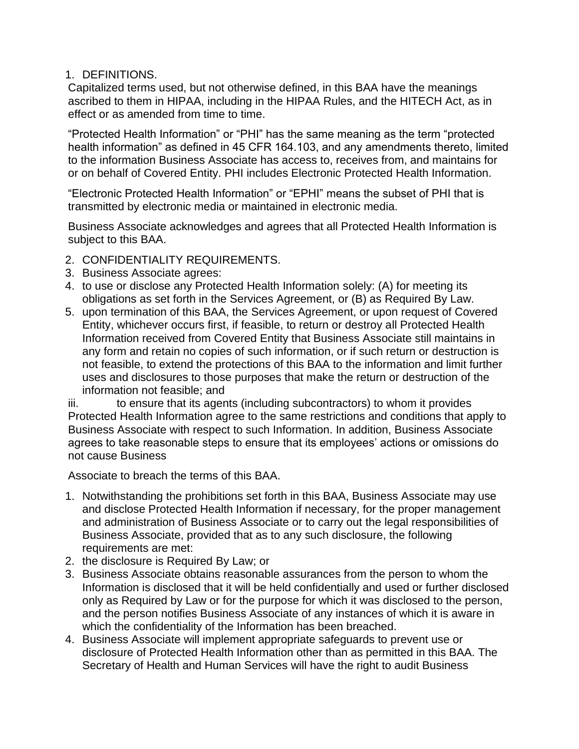1. DEFINITIONS.

Capitalized terms used, but not otherwise defined, in this BAA have the meanings ascribed to them in HIPAA, including in the HIPAA Rules, and the HITECH Act, as in effect or as amended from time to time.

"Protected Health Information" or "PHI" has the same meaning as the term "protected health information" as defined in 45 CFR 164.103, and any amendments thereto, limited to the information Business Associate has access to, receives from, and maintains for or on behalf of Covered Entity. PHI includes Electronic Protected Health Information.

"Electronic Protected Health Information" or "EPHI" means the subset of PHI that is transmitted by electronic media or maintained in electronic media.

Business Associate acknowledges and agrees that all Protected Health Information is subject to this BAA.

2. CONFIDENTIALITY REQUIREMENTS.
3. Business Associate agrees:
4. to use or disclose any Protected Health Information solely: (A) for meeting its obligations as set forth in the Services Agreement, or (B) as Required By Law.
5. upon termination of this BAA, the Services Agreement, or upon request of Covered Entity, whichever occurs first, if feasible, to return or destroy all Protected Health Information received from Covered Entity that Business Associate still maintains in any form and retain no copies of such information, or if such return or destruction is not feasible, to extend the protections of this BAA to the information and limit further uses and disclosures to those purposes that make the return or destruction of the information not feasible; and

iii. to ensure that its agents (including subcontractors) to whom it provides Protected Health Information agree to the same restrictions and conditions that apply to Business Associate with respect to such Information. In addition, Business Associate agrees to take reasonable steps to ensure that its employees' actions or omissions do not cause Business

Associate to breach the terms of this BAA.

1. Notwithstanding the prohibitions set forth in this BAA, Business Associate may use and disclose Protected Health Information if necessary, for the proper management and administration of Business Associate or to carry out the legal responsibilities of Business Associate, provided that as to any such disclosure, the following requirements are met:
2. the disclosure is Required By Law; or
3. Business Associate obtains reasonable assurances from the person to whom the Information is disclosed that it will be held confidentially and used or further disclosed only as Required by Law or for the purpose for which it was disclosed to the person, and the person notifies Business Associate of any instances of which it is aware in which the confidentiality of the Information has been breached.
4. Business Associate will implement appropriate safeguards to prevent use or disclosure of Protected Health Information other than as permitted in this BAA. The Secretary of Health and Human Services will have the right to audit Business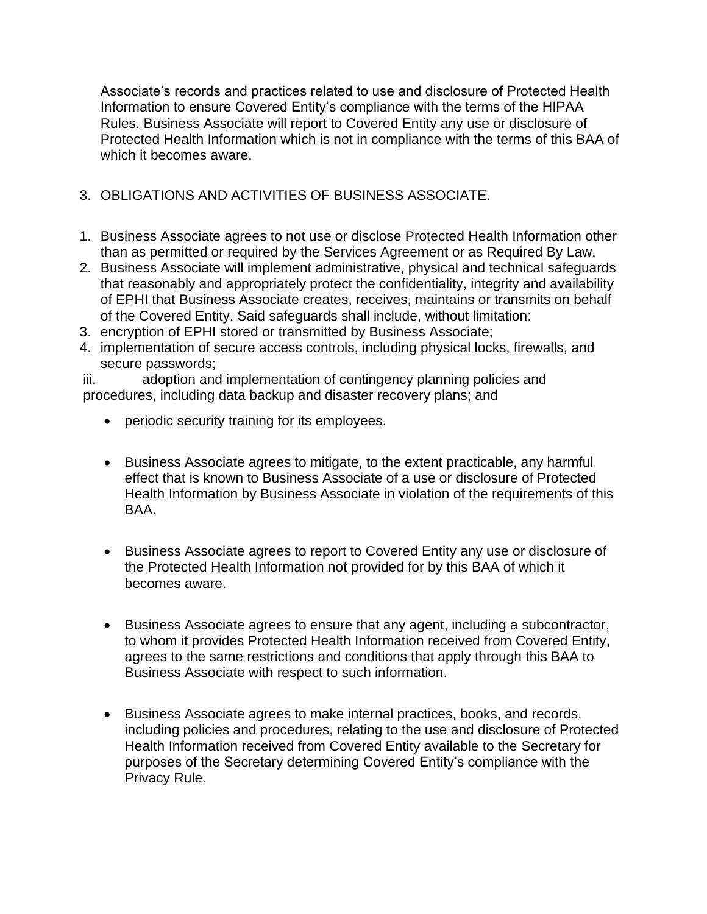Associate's records and practices related to use and disclosure of Protected Health Information to ensure Covered Entity's compliance with the terms of the HIPAA Rules. Business Associate will report to Covered Entity any use or disclosure of Protected Health Information which is not in compliance with the terms of this BAA of which it becomes aware.

3. OBLIGATIONS AND ACTIVITIES OF BUSINESS ASSOCIATE.

1. Business Associate agrees to not use or disclose Protected Health Information other than as permitted or required by the Services Agreement or as Required By Law.
2. Business Associate will implement administrative, physical and technical safeguards that reasonably and appropriately protect the confidentiality, integrity and availability of EPHI that Business Associate creates, receives, maintains or transmits on behalf of the Covered Entity. Said safeguards shall include, without limitation:
3. encryption of EPHI stored or transmitted by Business Associate;
4. implementation of secure access controls, including physical locks, firewalls, and secure passwords;

iii. adoption and implementation of contingency planning policies and procedures, including data backup and disaster recovery plans; and

- periodic security training for its employees.

- Business Associate agrees to mitigate, to the extent practicable, any harmful effect that is known to Business Associate of a use or disclosure of Protected Health Information by Business Associate in violation of the requirements of this BAA.

- Business Associate agrees to report to Covered Entity any use or disclosure of the Protected Health Information not provided for by this BAA of which it becomes aware.

- Business Associate agrees to ensure that any agent, including a subcontractor, to whom it provides Protected Health Information received from Covered Entity, agrees to the same restrictions and conditions that apply through this BAA to Business Associate with respect to such information.

- Business Associate agrees to make internal practices, books, and records, including policies and procedures, relating to the use and disclosure of Protected Health Information received from Covered Entity available to the Secretary for purposes of the Secretary determining Covered Entity's compliance with the Privacy Rule.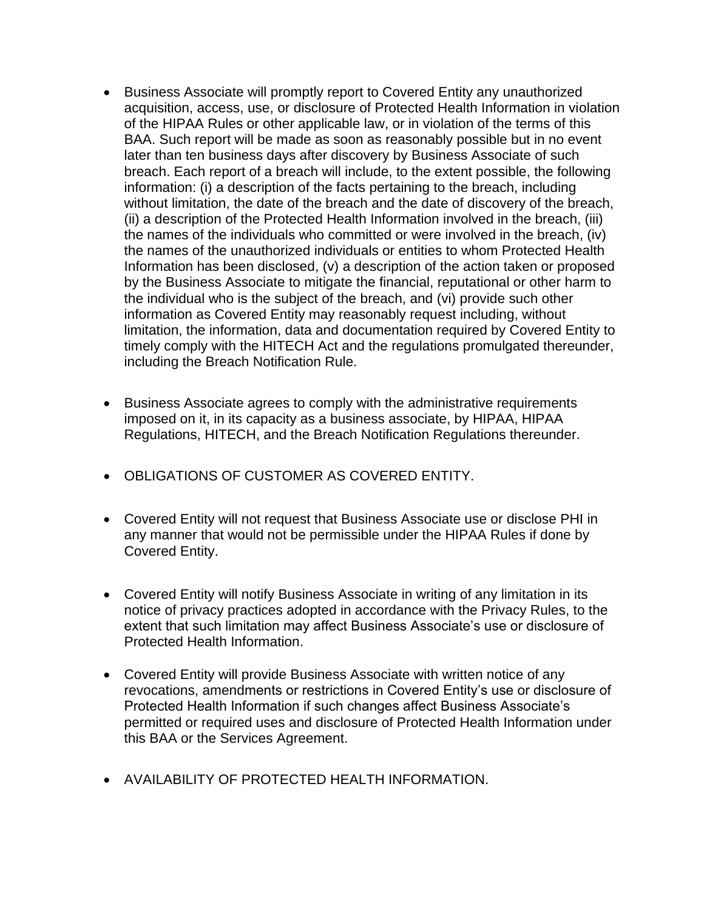- Business Associate will promptly report to Covered Entity any unauthorized acquisition, access, use, or disclosure of Protected Health Information in violation of the HIPAA Rules or other applicable law, or in violation of the terms of this BAA. Such report will be made as soon as reasonably possible but in no event later than ten business days after discovery by Business Associate of such breach. Each report of a breach will include, to the extent possible, the following information: (i) a description of the facts pertaining to the breach, including without limitation, the date of the breach and the date of discovery of the breach, (ii) a description of the Protected Health Information involved in the breach, (iii) the names of the individuals who committed or were involved in the breach, (iv) the names of the unauthorized individuals or entities to whom Protected Health Information has been disclosed, (v) a description of the action taken or proposed by the Business Associate to mitigate the financial, reputational or other harm to the individual who is the subject of the breach, and (vi) provide such other information as Covered Entity may reasonably request including, without limitation, the information, data and documentation required by Covered Entity to timely comply with the HITECH Act and the regulations promulgated thereunder, including the Breach Notification Rule.

- Business Associate agrees to comply with the administrative requirements imposed on it, in its capacity as a business associate, by HIPAA, HIPAA Regulations, HITECH, and the Breach Notification Regulations thereunder.

- OBLIGATIONS OF CUSTOMER AS COVERED ENTITY.

- Covered Entity will not request that Business Associate use or disclose PHI in any manner that would not be permissible under the HIPAA Rules if done by Covered Entity.

- Covered Entity will notify Business Associate in writing of any limitation in its notice of privacy practices adopted in accordance with the Privacy Rules, to the extent that such limitation may affect Business Associate's use or disclosure of Protected Health Information.

- Covered Entity will provide Business Associate with written notice of any revocations, amendments or restrictions in Covered Entity's use or disclosure of Protected Health Information if such changes affect Business Associate's permitted or required uses and disclosure of Protected Health Information under this BAA or the Services Agreement.

- AVAILABILITY OF PROTECTED HEALTH INFORMATION.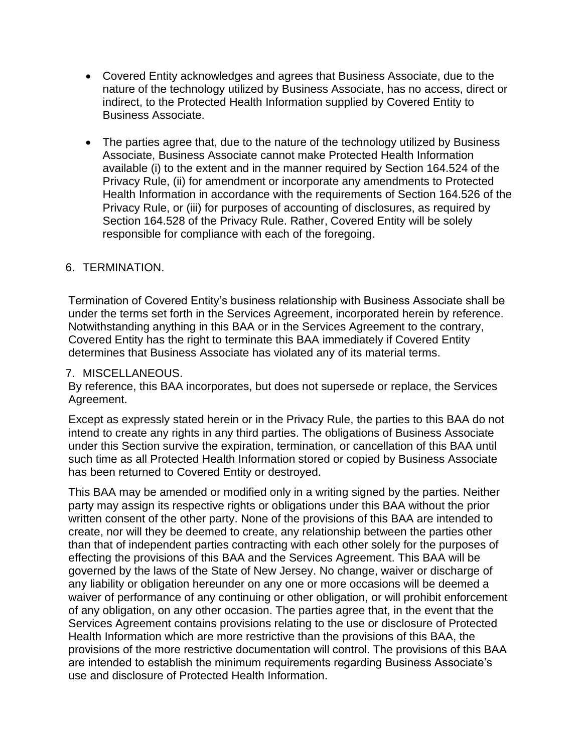- Covered Entity acknowledges and agrees that Business Associate, due to the nature of the technology utilized by Business Associate, has no access, direct or indirect, to the Protected Health Information supplied by Covered Entity to Business Associate.

- The parties agree that, due to the nature of the technology utilized by Business Associate, Business Associate cannot make Protected Health Information available (i) to the extent and in the manner required by Section 164.524 of the Privacy Rule, (ii) for amendment or incorporate any amendments to Protected Health Information in accordance with the requirements of Section 164.526 of the Privacy Rule, or (iii) for purposes of accounting of disclosures, as required by Section 164.528 of the Privacy Rule. Rather, Covered Entity will be solely responsible for compliance with each of the foregoing.

6. TERMINATION.

Termination of Covered Entity's business relationship with Business Associate shall be under the terms set forth in the Services Agreement, incorporated herein by reference. Notwithstanding anything in this BAA or in the Services Agreement to the contrary, Covered Entity has the right to terminate this BAA immediately if Covered Entity determines that Business Associate has violated any of its material terms.

7. MISCELLANEOUS.

By reference, this BAA incorporates, but does not supersede or replace, the Services Agreement.

Except as expressly stated herein or in the Privacy Rule, the parties to this BAA do not intend to create any rights in any third parties. The obligations of Business Associate under this Section survive the expiration, termination, or cancellation of this BAA until such time as all Protected Health Information stored or copied by Business Associate has been returned to Covered Entity or destroyed.

This BAA may be amended or modified only in a writing signed by the parties. Neither party may assign its respective rights or obligations under this BAA without the prior written consent of the other party. None of the provisions of this BAA are intended to create, nor will they be deemed to create, any relationship between the parties other than that of independent parties contracting with each other solely for the purposes of effecting the provisions of this BAA and the Services Agreement. This BAA will be governed by the laws of the State of New Jersey. No change, waiver or discharge of any liability or obligation hereunder on any one or more occasions will be deemed a waiver of performance of any continuing or other obligation, or will prohibit enforcement of any obligation, on any other occasion. The parties agree that, in the event that the Services Agreement contains provisions relating to the use or disclosure of Protected Health Information which are more restrictive than the provisions of this BAA, the provisions of the more restrictive documentation will control. The provisions of this BAA are intended to establish the minimum requirements regarding Business Associate's use and disclosure of Protected Health Information.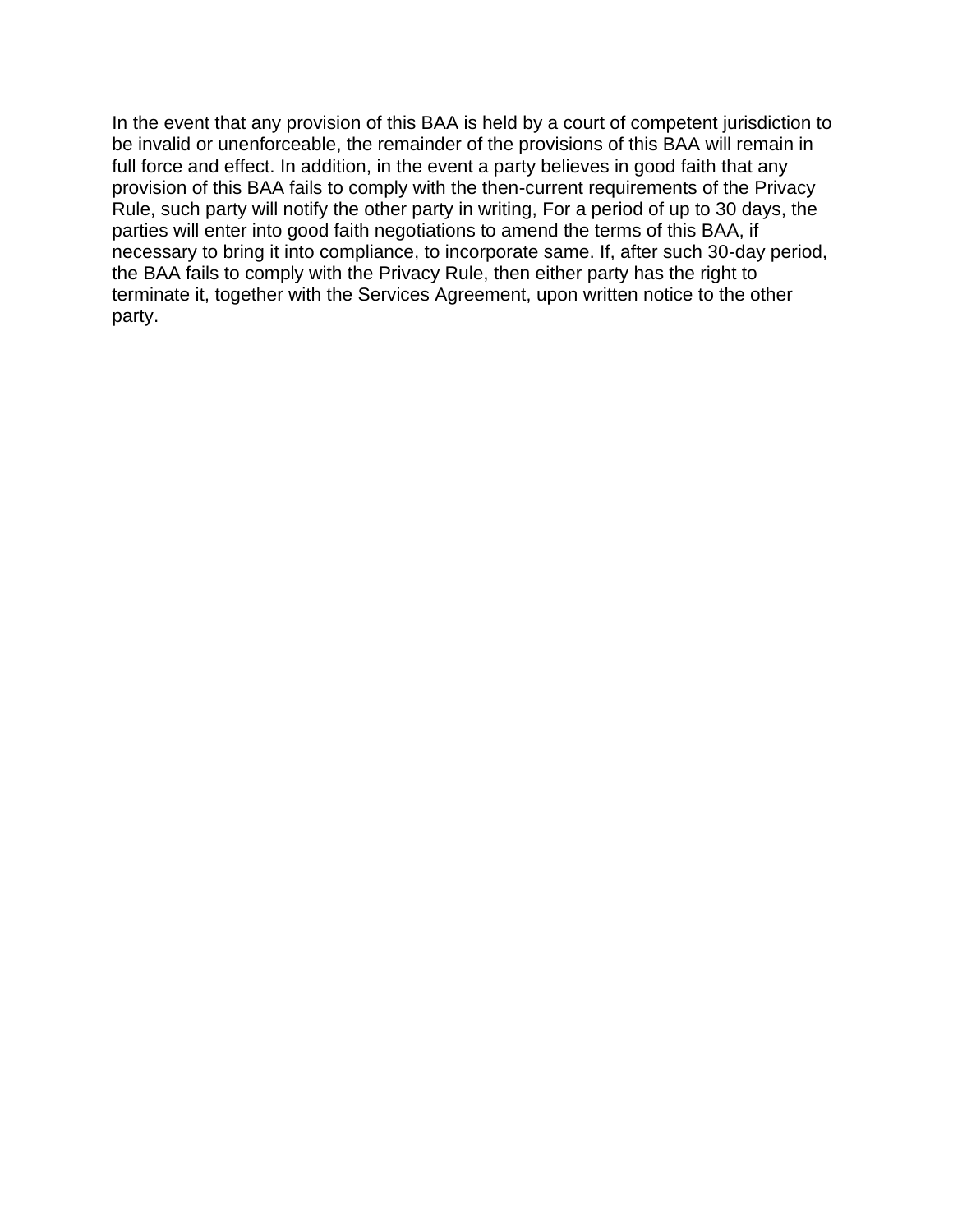In the event that any provision of this BAA is held by a court of competent jurisdiction to be invalid or unenforceable, the remainder of the provisions of this BAA will remain in full force and effect. In addition, in the event a party believes in good faith that any provision of this BAA fails to comply with the then-current requirements of the Privacy Rule, such party will notify the other party in writing, For a period of up to 30 days, the parties will enter into good faith negotiations to amend the terms of this BAA, if necessary to bring it into compliance, to incorporate same. If, after such 30-day period, the BAA fails to comply with the Privacy Rule, then either party has the right to terminate it, together with the Services Agreement, upon written notice to the other party.